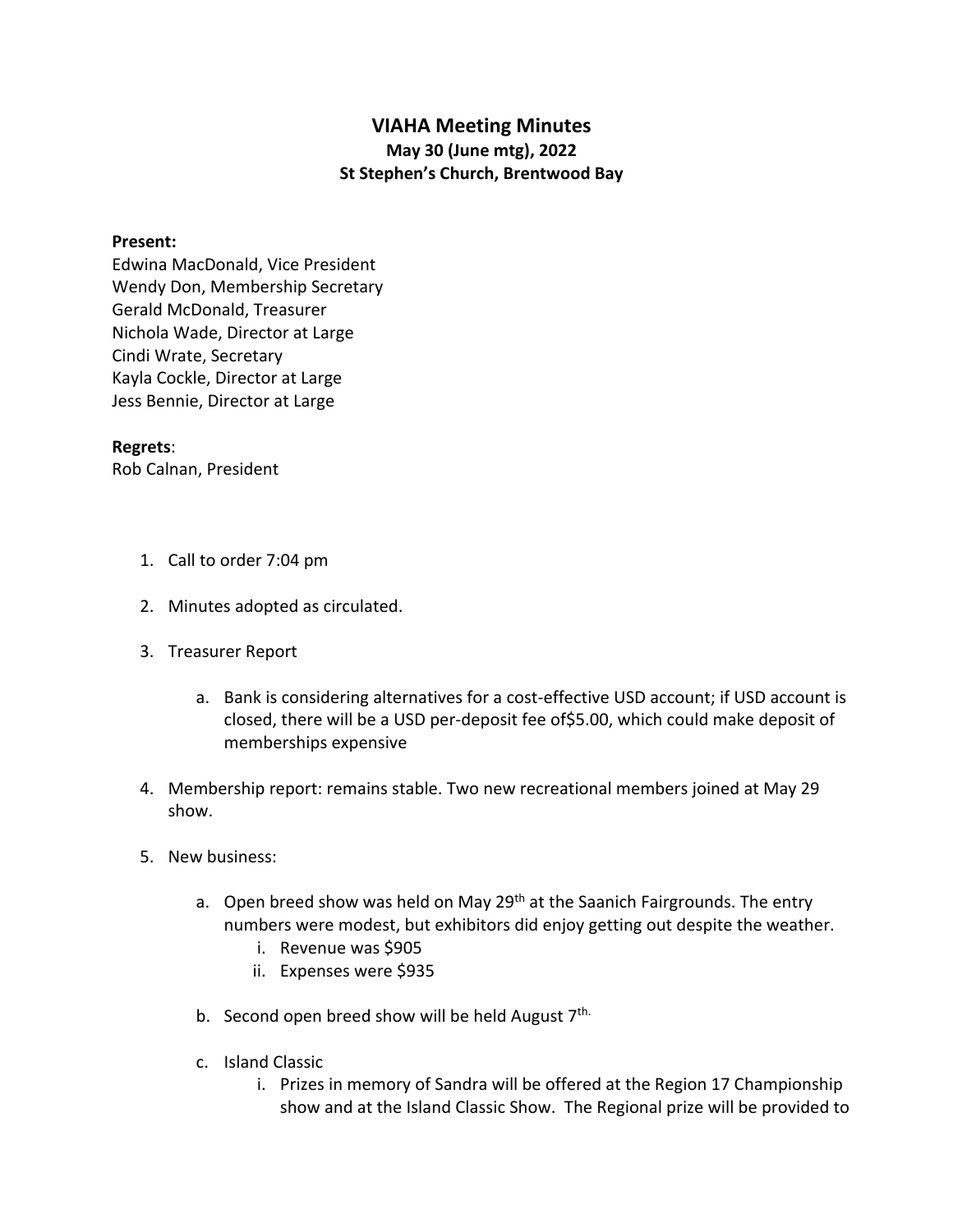# VIAHA Meeting Minutes

**May 30 (June mtg), 2022**

**St Stephen's Church, Brentwood Bay**

**Present:**
Edwina MacDonald, Vice President
Wendy Don, Membership Secretary
Gerald McDonald, Treasurer
Nichola Wade, Director at Large
Cindi Wrate, Secretary
Kayla Cockle, Director at Large
Jess Bennie, Director at Large

**Regrets**:
Rob Calnan, President

1. Call to order 7:04 pm

2. Minutes adopted as circulated.

3. Treasurer Report

    a. Bank is considering alternatives for a cost-effective USD account; if USD account is closed, there will be a USD per-deposit fee of$5.00, which could make deposit of memberships expensive

4. Membership report: remains stable. Two new recreational members joined at May 29 show.

5. New business:

    a. Open breed show was held on May 29th at the Saanich Fairgrounds. The entry numbers were modest, but exhibitors did enjoy getting out despite the weather.
        i. Revenue was $905
        ii. Expenses were $935

    b. Second open breed show will be held August 7th.

    c. Island Classic
        i. Prizes in memory of Sandra will be offered at the Region 17 Championship show and at the Island Classic Show. The Regional prize will be provided to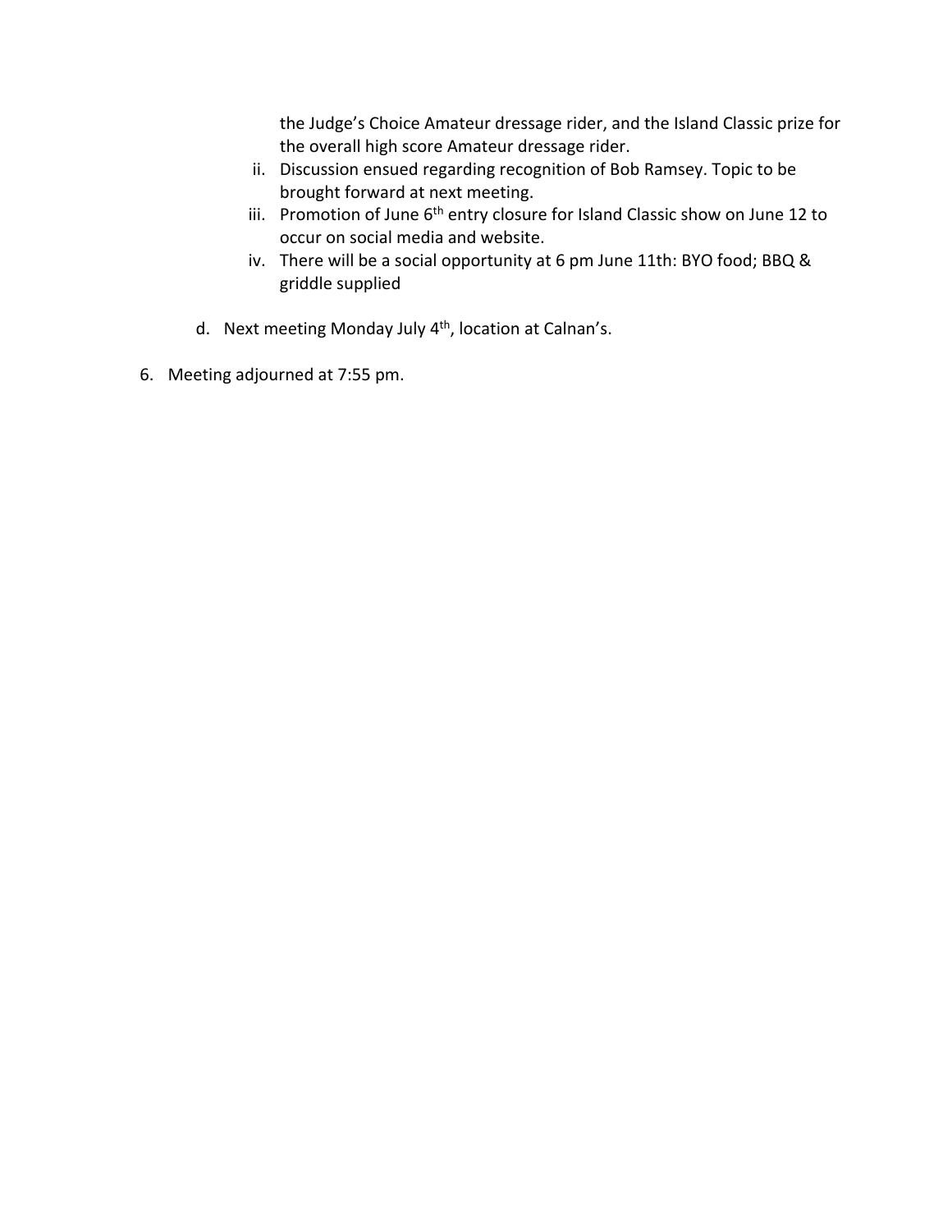the Judge's Choice Amateur dressage rider, and the Island Classic prize for the overall high score Amateur dressage rider.

ii. Discussion ensued regarding recognition of Bob Ramsey. Topic to be brought forward at next meeting.

iii. Promotion of June 6th entry closure for Island Classic show on June 12 to occur on social media and website.

iv. There will be a social opportunity at 6 pm June 11th: BYO food; BBQ & griddle supplied

d. Next meeting Monday July 4th, location at Calnan's.

6. Meeting adjourned at 7:55 pm.